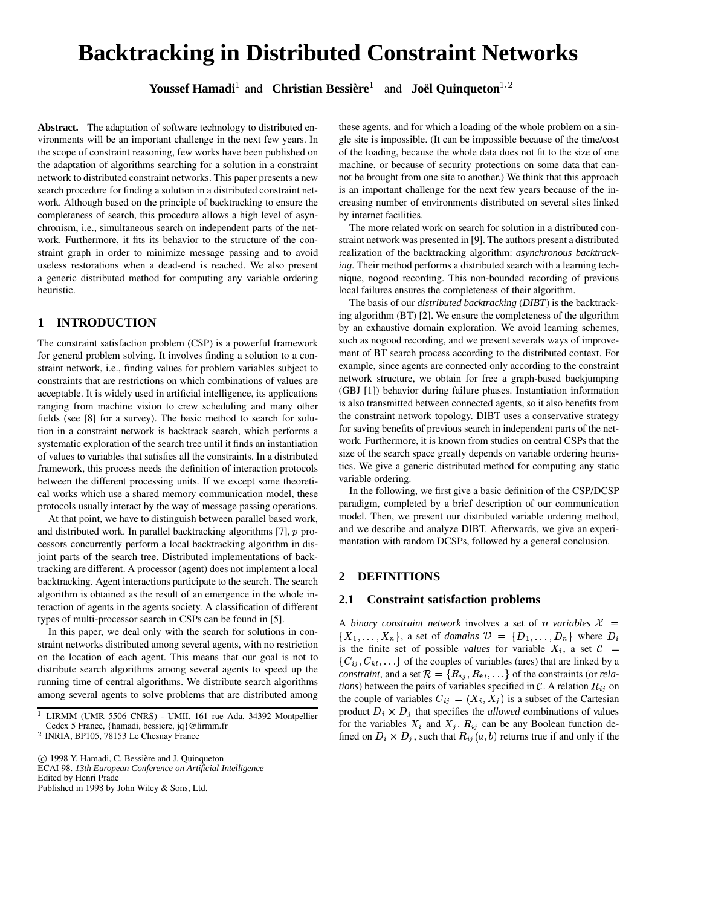# Backtracking in Distributed Constraint Networks

**Youssef Hamadi**[1] and **Christian Bessière**[1] and **Joël Quinqueton**[1,2]

**Abstract.** The adaptation of software technology to distributed environments will be an important challenge in the next few years. In the scope of constraint reasoning, few works have been published on the adaptation of algorithms searching for a solution in a constraint network to distributed constraint networks. This paper presents a new search procedure for finding a solution in a distributed constraint network. Although based on the principle of backtracking to ensure the completeness of search, this procedure allows a high level of asynchronism, i.e., simultaneous search on independent parts of the network. Furthermore, it fits its behavior to the structure of the constraint graph in order to minimize message passing and to avoid useless restorations when a dead-end is reached. We also present a generic distributed method for computing any variable ordering heuristic.

## 1 INTRODUCTION

The constraint satisfaction problem (CSP) is a powerful framework for general problem solving. It involves finding a solution to a constraint network, i.e., finding values for problem variables subject to constraints that are restrictions on which combinations of values are acceptable. It is widely used in artificial intelligence, its applications ranging from machine vision to crew scheduling and many other fields (see [8] for a survey). The basic method to search for solution in a constraint network is backtrack search, which performs a systematic exploration of the search tree until it finds an instantiation of values to variables that satisfies all the constraints. In a distributed framework, this process needs the definition of interaction protocols between the different processing units. If we except some theoretical works which use a shared memory communication model, these protocols usually interact by the way of message passing operations.

At that point, we have to distinguish between parallel based work, and distributed work. In parallel backtracking algorithms [7], $p$ processors concurrently perform a local backtracking algorithm in disjoint parts of the search tree. Distributed implementations of backtracking are different. A processor (agent) does not implement a local backtracking. Agent interactions participate to the search. The search algorithm is obtained as the result of an emergence in the whole interaction of agents in the agents society. A classification of different types of multi-processor search in CSPs can be found in [5].

In this paper, we deal only with the search for solutions in constraint networks distributed among several agents, with no restriction on the location of each agent. This means that our goal is not to distribute search algorithms among several agents to speed up the running time of central algorithms. We distribute search algorithms among several agents to solve problems that are distributed among these agents, and for which a loading of the whole problem on a single site is impossible. (It can be impossible because of the time/cost of the loading, because the whole data does not fit to the size of one machine, or because of security protections on some data that cannot be brought from one site to another.) We think that this approach is an important challenge for the next few years because of the increasing number of environments distributed on several sites linked by internet facilities.

The more related work on search for solution in a distributed constraint network was presented in [9]. The authors present a distributed realization of the backtracking algorithm: *asynchronous backtracking*. Their method performs a distributed search with a learning technique, nogood recording. This non-bounded recording of previous local failures ensures the completeness of their algorithm.

The basis of our *distributed backtracking* (*DIBT*) is the backtracking algorithm (BT) [2]. We ensure the completeness of the algorithm by an exhaustive domain exploration. We avoid learning schemes, such as nogood recording, and we present severals ways of improvement of BT search process according to the distributed context. For example, since agents are connected only according to the constraint network structure, we obtain for free a graph-based backjumping (GBJ [1]) behavior during failure phases. Instantiation information is also transmitted between connected agents, so it also benefits from the constraint network topology. DIBT uses a conservative strategy for saving benefits of previous search in independent parts of the network. Furthermore, it is known from studies on central CSPs that the size of the search space greatly depends on variable ordering heuristics. We give a generic distributed method for computing any static variable ordering.

In the following, we first give a basic definition of the CSP/DCSP paradigm, completed by a brief description of our communication model. Then, we present our distributed variable ordering method, and we describe and analyze DIBT. Afterwards, we give an experimentation with random DCSPs, followed by a general conclusion.

## 2 DEFINITIONS

### 2.1 Constraint satisfaction problems

A *binary constraint network* involves a set of $n$ *variables* $\mathcal{X} = \{X_1, \ldots, X_n\}$, a set of *domains* $\mathcal{D} = \{D_1, \ldots, D_n\}$ where $D_i$ is the finite set of possible *values* for variable $X_i$, a set $\mathcal{C} = \{C_{ij}, C_{kl}, \ldots\}$ of the couples of variables (arcs) that are linked by a *constraint*, and a set $\mathcal{R} = \{R_{ij}, R_{kl}, \ldots\}$ of the constraints (or *relations*) between the pairs of variables specified in $\mathcal{C}$. A relation $R_{ij}$ on the couple of variables $C_{ij} = (X_i, X_j)$ is a subset of the Cartesian product $D_i \times D_j$ that specifies the *allowed* combinations of values for the variables $X_i$ and $X_j$. $R_{ij}$ can be any Boolean function defined on $D_i \times D_j$, such that $R_{ij}(a, b)$ returns true if and only if the

---

[1] LIRMM (UMR 5506 CNRS) - UMII, 161 rue Ada, 34392 Montpellier Cedex 5 France, {hamadi, bessiere, jq}@lirmm.fr

[2] INRIA, BP105, 78153 Le Chesnay France

© 1998 Y. Hamadi, C. Bessière and J. Quinqueton
ECAI 98. *13th European Conference on Artificial Intelligence*
Edited by Henri Prade
Published in 1998 by John Wiley & Sons, Ltd.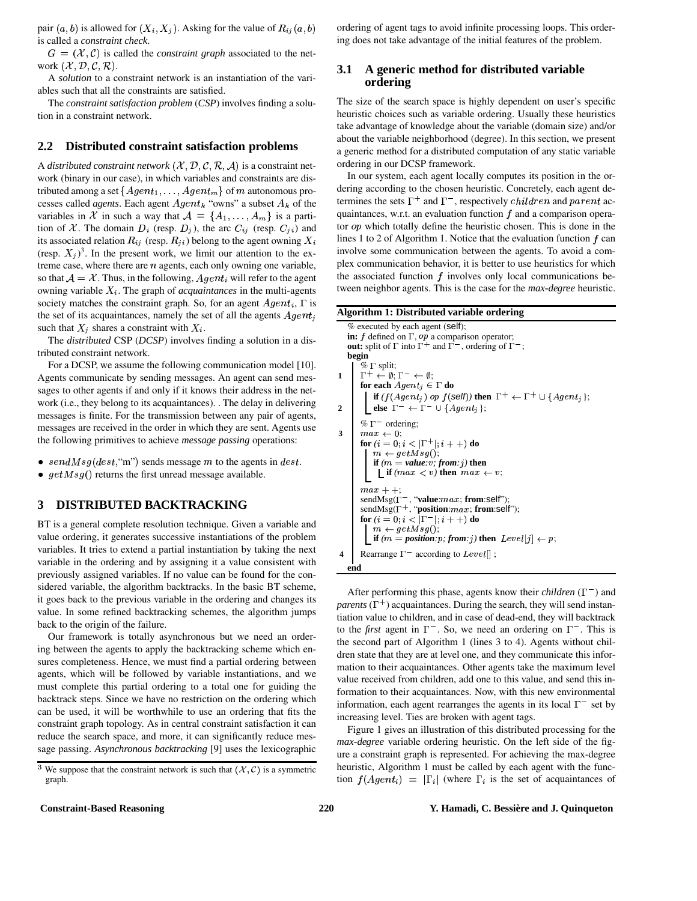pair $(a, b)$ is allowed for $(X_i, X_j)$. Asking for the value of $R_{ij}(a, b)$ is called a *constraint check*.

$G = (\mathcal{X}, \mathcal{C})$ is called the *constraint graph* associated to the network $(\mathcal{X}, \mathcal{D}, \mathcal{C}, \mathcal{R})$.

A *solution* to a constraint network is an instantiation of the variables such that all the constraints are satisfied.

The *constraint satisfaction problem* (*CSP*) involves finding a solution in a constraint network.

## 2.2 Distributed constraint satisfaction problems

A *distributed constraint network* $(\mathcal{X}, \mathcal{D}, \mathcal{C}, \mathcal{R}, \mathcal{A})$ is a constraint network (binary in our case), in which variables and constraints are distributed among a set $\{Agent_1, \ldots, Agent_m\}$ of $m$ autonomous processes called *agents*. Each agent $Agent_k$ "owns" a subset $A_k$ of the variables in $\mathcal{X}$ in such a way that $\mathcal{A} = \{A_1, \ldots, A_m\}$ is a partition of $\mathcal{X}$. The domain $D_i$ (resp. $D_j$), the arc $C_{ij}$ (resp. $C_{ji}$) and its associated relation $R_{ij}$ (resp. $R_{ji}$) belong to the agent owning $X_i$ (resp. $X_j$)[3]. In the present work, we limit our attention to the extreme case, where there are $n$ agents, each only owning one variable, so that $\mathcal{A} = \mathcal{X}$. Thus, in the following, $Agent_i$ will refer to the agent owning variable $X_i$. The graph of *acquaintances* in the multi-agents society matches the constraint graph. So, for an agent $Agent_i$, $\Gamma$ is the set of its acquaintances, namely the set of all the agents $Agent_j$ such that $X_j$ shares a constraint with $X_i$.

The *distributed* CSP (*DCSP*) involves finding a solution in a distributed constraint network.

For a DCSP, we assume the following communication model [10]. Agents communicate by sending messages. An agent can send messages to other agents if and only if it knows their address in the network (i.e., they belong to its acquaintances). . The delay in delivering messages is finite. For the transmission between any pair of agents, messages are received in the order in which they are sent. Agents use the following primitives to achieve *message passing* operations:

- $sendMsg(dest$,"m") sends message $m$ to the agents in $dest$.
- $getMsg()$ returns the first unread message available.

# 3 DISTRIBUTED BACKTRACKING

BT is a general complete resolution technique. Given a variable and value ordering, it generates successive instantiations of the problem variables. It tries to extend a partial instantiation by taking the next variable in the ordering and by assigning it a value consistent with previously assigned variables. If no value can be found for the considered variable, the algorithm backtracks. In the basic BT scheme, it goes back to the previous variable in the ordering and changes its value. In some refined backtracking schemes, the algorithm jumps back to the origin of the failure.

Our framework is totally asynchronous but we need an ordering between the agents to apply the backtracking scheme which ensures completeness. Hence, we must find a partial ordering between agents, which will be followed by variable instantiations, and we must complete this partial ordering to a total one for guiding the backtrack steps. Since we have no restriction on the ordering which can be used, it will be worthwhile to use an ordering that fits the constraint graph topology. As in central constraint satisfaction it can reduce the search space, and more, it can significantly reduce message passing. *Asynchronous backtracking* [9] uses the lexicographic ordering of agent tags to avoid infinite processing loops. This ordering does not take advantage of the initial features of the problem.

[3] We suppose that the constraint network is such that $(\mathcal{X}, \mathcal{C})$ is a symmetric graph.

## 3.1 A generic method for distributed variable ordering

The size of the search space is highly dependent on user's specific heuristic choices such as variable ordering. Usually these heuristics take advantage of knowledge about the variable (domain size) and/or about the variable neighborhood (degree). In this section, we present a generic method for a distributed computation of any static variable ordering in our DCSP framework.

In our system, each agent locally computes its position in the ordering according to the chosen heuristic. Concretely, each agent determines the sets $\Gamma^+$ and $\Gamma^-$, respectively $children$ and $parent$ acquaintances, w.r.t. an evaluation function $f$ and a comparison operator *op* which totally define the heuristic chosen. This is done in the lines 1 to 2 of Algorithm 1. Notice that the evaluation function $f$ can involve some communication between the agents. To avoid a complex communication behavior, it is better to use heuristics for which the associated function $f$ involves only local communications between neighbor agents. This is the case for the *max-degree* heuristic.

**Algorithm 1: Distributed variable ordering**

```
  % executed by each agent (self);
  in: f defined on Γ, op a comparison operator;
  out: split of Γ into Γ+ and Γ−, ordering of Γ−;
  begin
      % Γ split;
1     Γ+ ← ∅; Γ− ← ∅;
      for each Agent_j ∈ Γ do
          if (f(Agent_j) op f(self)) then Γ+ ← Γ+ ∪ {Agent_j};
2         else Γ− ← Γ− ∪ {Agent_j};
      % Γ− ordering;
3     max ← 0;
      for (i = 0; i < |Γ+|; i++) do
          m ← getMsg();
          if (m = value:v; from:j) then
              if (max < v) then max ← v;
      max++;
      sendMsg(Γ−, "value:max; from:self");
      sendMsg(Γ+, "position:max; from:self");
      for (i = 0; i < |Γ−|; i++) do
          m ← getMsg();
          if (m = position:p; from:j) then Level[j] ← p;
4     Rearrange Γ− according to Level[];
  end
```

After performing this phase, agents know their *children* ($\Gamma^-$) and *parents* ($\Gamma^+$) acquaintances. During the search, they will send instantiation value to children, and in case of dead-end, they will backtrack to the *first* agent in $\Gamma^-$. So, we need an ordering on $\Gamma^-$. This is the second part of Algorithm 1 (lines 3 to 4). Agents without children state that they are at level one, and they communicate this information to their acquaintances. Other agents take the maximum level value received from children, add one to this value, and send this information to their acquaintances. Now, with this new environmental information, each agent rearranges the agents in its local $\Gamma^-$ set by increasing level. Ties are broken with agent tags.

Figure 1 gives an illustration of this distributed processing for the *max-degree* variable ordering heuristic. On the left side of the figure a constraint graph is represented. For achieving the max-degree heuristic, Algorithm 1 must be called by each agent with the function $f(Agent_i) = |\Gamma_i|$ (where $\Gamma_i$ is the set of acquaintances of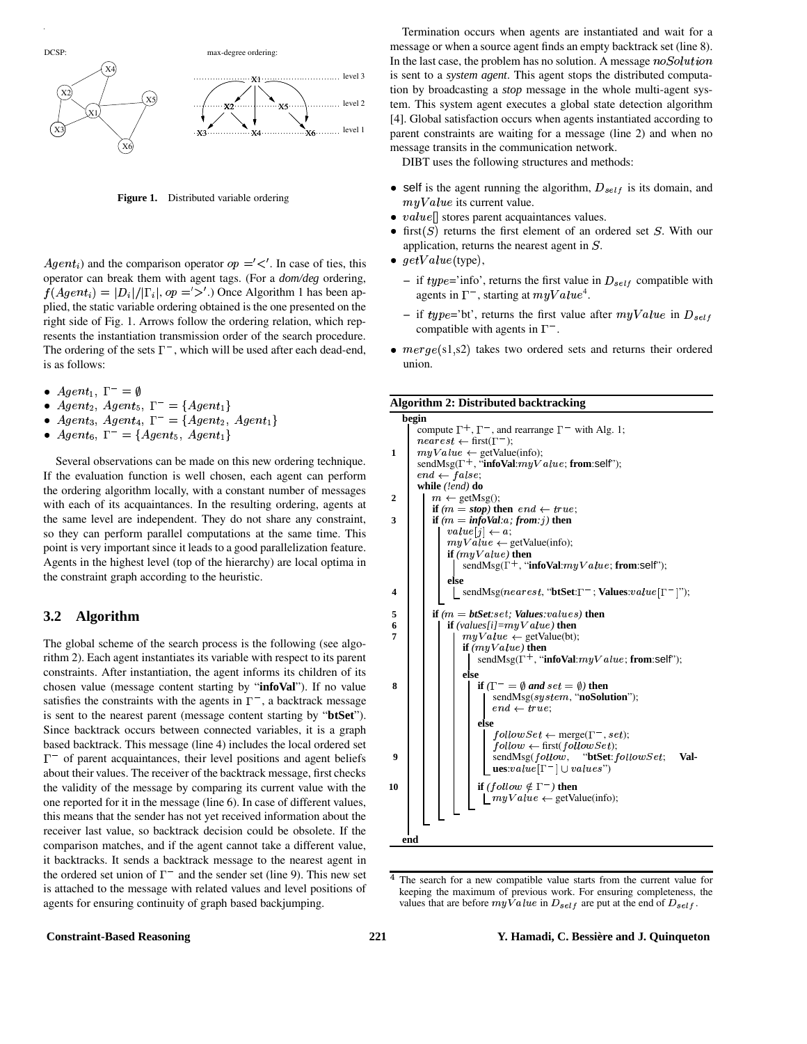DCSP: max-degree ordering:

level 3

level 2

level 1

**Figure 1.** Distributed variable ordering

$Agent_i$) and the comparison operator $op = '<'$. In case of ties, this operator can break them with agent tags. (For a *dom/deg* ordering, $f(Agent_i) = |D_i|/|\Gamma_i|$, $op = '>'$.) Once Algorithm 1 has been applied, the static variable ordering obtained is the one presented on the right side of Fig. 1. Arrows follow the ordering relation, which represents the instantiation transmission order of the search procedure. The ordering of the sets $\Gamma^-$, which will be used after each dead-end, is as follows:

- $Agent_1$, $\Gamma^- = \emptyset$
- $Agent_2$, $Agent_5$, $\Gamma^- = \{Agent_1\}$
- $Agent_3$, $Agent_4$, $\Gamma^- = \{Agent_2, Agent_1\}$
- $Agent_6$, $\Gamma^- = \{Agent_5, Agent_1\}$

Several observations can be made on this new ordering technique. If the evaluation function is well chosen, each agent can perform the ordering algorithm locally, with a constant number of messages with each of its acquaintances. In the resulting ordering, agents at the same level are independent. They do not share any constraint, so they can perform parallel computations at the same time. This point is very important since it leads to a good parallelization feature. Agents in the highest level (top of the hierarchy) are local optima in the constraint graph according to the heuristic.

## 3.2 Algorithm

The global scheme of the search process is the following (see algorithm 2). Each agent instantiates its variable with respect to its parent constraints. After instantiation, the agent informs its children of its chosen value (message content starting by "**infoVal**"). If no value satisfies the constraints with the agents in $\Gamma^-$, a backtrack message is sent to the nearest parent (message content starting by "**btSet**"). Since backtrack occurs between connected variables, it is a graph based backtrack. This message (line 4) includes the local ordered set $\Gamma^-$ of parent acquaintances, their level positions and agent beliefs about their values. The receiver of the backtrack message, first checks the validity of the message by comparing its current value with the one reported for it in the message (line 6). In case of different values, this means that the sender has not yet received information about the receiver last value, so backtrack decision could be obsolete. If the comparison matches, and if the agent cannot take a different value, it backtracks. It sends a backtrack message to the nearest agent in the ordered set union of $\Gamma^-$ and the sender set (line 9). This new set is attached to the message with related values and level positions of agents for ensuring continuity of graph based backjumping.

Termination occurs when agents are instantiated and wait for a message or when a source agent finds an empty backtrack set (line 8). In the last case, the problem has no solution. A message $noSolution$ is sent to a *system agent*. This agent stops the distributed computation by broadcasting a *stop* message in the whole multi-agent system. This system agent executes a global state detection algorithm [4]. Global satisfaction occurs when agents instantiated according to parent constraints are waiting for a message (line 2) and when no message transits in the communication network.

DIBT uses the following structures and methods:

- self is the agent running the algorithm, $D_{self}$ is its domain, and $myValue$ its current value.
- $value[]$ stores parent acquaintances values.
- first($S$) returns the first element of an ordered set $S$. With our application, returns the nearest agent in $S$.
- $getValue$(type),
  - if $type$='info', returns the first value in $D_{self}$ compatible with agents in $\Gamma^-$, starting at $myValue$[4].
  - if $type$='bt', returns the first value after $myValue$ in $D_{self}$ compatible with agents in $\Gamma^-$.
- $merge$(s1,s2) takes two ordered sets and returns their ordered union.

**Algorithm 2: Distributed backtracking**

```
   begin
       compute Γ+, Γ−, and rearrange Γ− with Alg. 1;
       nearest ← first(Γ−);
1      myValue ← getValue(info);
       sendMsg(Γ+, "infoVal:myValue; from:self");
       end ← false;
       while (!end) do
2          m ← getMsg();
           if (m = stop) then end ← true;
3          if (m = infoVal:a; from:j) then
               value[j] ← a;
               myValue ← getValue(info);
               if (myValue) then
                   sendMsg(Γ+, "infoVal:myValue; from:self");
               else
4                  sendMsg(nearest, "btSet:Γ−; Values:value[Γ−]");
5          if (m = btSet:set; Values:values) then
6              if (values[i]=myValue) then
7                  myValue ← getValue(bt);
                   if (myValue) then
                       sendMsg(Γ+, "infoVal:myValue; from:self");
                   else
8                      if (Γ− = ∅ and set = ∅) then
                           sendMsg(system, "noSolution");
                           end ← true;
                       else
                           followSet ← merge(Γ−, set);
                           follow ← first(followSet);
9                          sendMsg(follow, "btSet:followSet; Values:value[Γ−] ∪ values")
10                         if (follow ∉ Γ−) then
                               myValue ← getValue(info);
   end
```

[4] The search for a new compatible value starts from the current value for keeping the maximum of previous work. For ensuring completeness, the values that are before $myValue$ in $D_{self}$ are put at the end of $D_{self}$.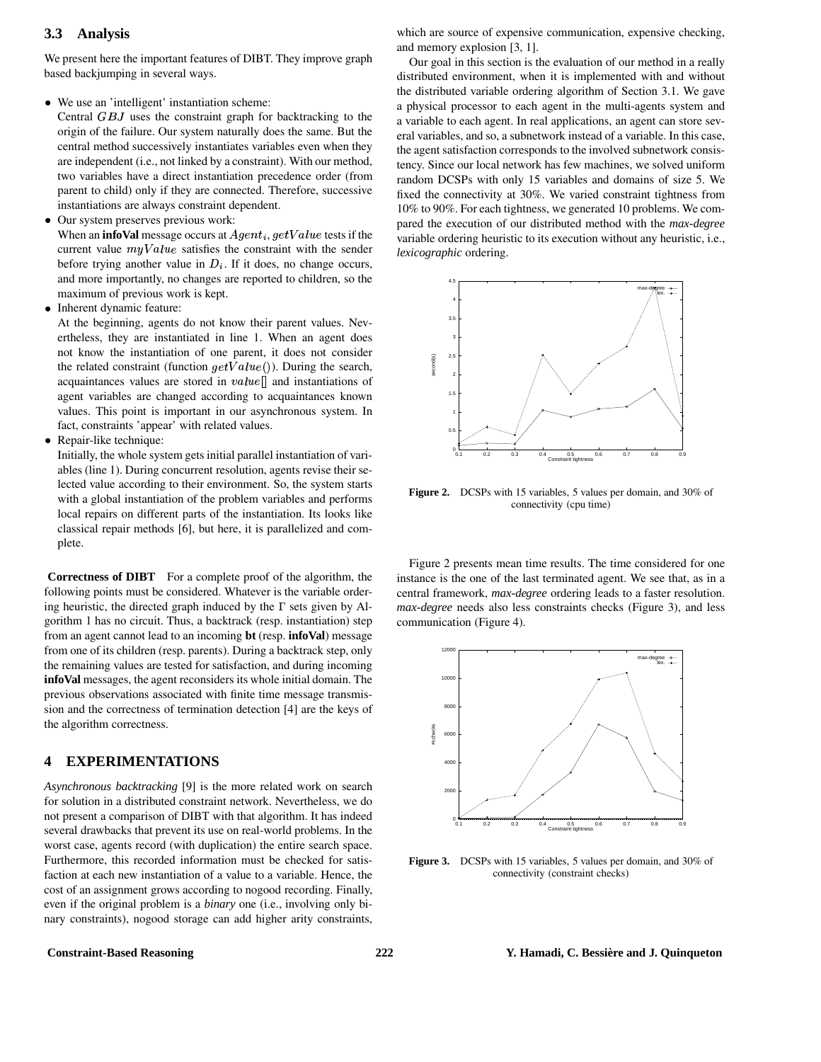### 3.3 Analysis

We present here the important features of DIBT. They improve graph based backjumping in several ways.

- We use an 'intelligent' instantiation scheme:
  Central $GBJ$ uses the constraint graph for backtracking to the origin of the failure. Our system naturally does the same. But the central method successively instantiates variables even when they are independent (i.e., not linked by a constraint). With our method, two variables have a direct instantiation precedence order (from parent to child) only if they are connected. Therefore, successive instantiations are always constraint dependent.
- Our system preserves previous work:
  When an **infoVal** message occurs at $Agent_i$, $getValue$ tests if the current value $myValue$ satisfies the constraint with the sender before trying another value in $D_i$. If it does, no change occurs, and more importantly, no changes are reported to children, so the maximum of previous work is kept.
- Inherent dynamic feature:
  At the beginning, agents do not know their parent values. Nevertheless, they are instantiated in line 1. When an agent does not know the instantiation of one parent, it does not consider the related constraint (function $getValue()$). During the search, acquaintances values are stored in $value[]$ and instantiations of agent variables are changed according to acquaintances known values. This point is important in our asynchronous system. In fact, constraints 'appear' with related values.
- Repair-like technique:
  Initially, the whole system gets initial parallel instantiation of variables (line 1). During concurrent resolution, agents revise their selected value according to their environment. So, the system starts with a global instantiation of the problem variables and performs local repairs on different parts of the instantiation. Its looks like classical repair methods [6], but here, it is parallelized and complete.

**Correctness of DIBT** For a complete proof of the algorithm, the following points must be considered. Whatever is the variable ordering heuristic, the directed graph induced by the $\Gamma$ sets given by Algorithm 1 has no circuit. Thus, a backtrack (resp. instantiation) step from an agent cannot lead to an incoming **bt** (resp. **infoVal**) message from one of its children (resp. parents). During a backtrack step, only the remaining values are tested for satisfaction, and during incoming **infoVal** messages, the agent reconsiders its whole initial domain. The previous observations associated with finite time message transmission and the correctness of termination detection [4] are the keys of the algorithm correctness.

## 4 EXPERIMENTATIONS

*Asynchronous backtracking* [9] is the more related work on search for solution in a distributed constraint network. Nevertheless, we do not present a comparison of DIBT with that algorithm. It has indeed several drawbacks that prevent its use on real-world problems. In the worst case, agents record (with duplication) the entire search space. Furthermore, this recorded information must be checked for satisfaction at each new instantiation of a value to a variable. Hence, the cost of an assignment grows according to nogood recording. Finally, even if the original problem is a *binary* one (i.e., involving only binary constraints), nogood storage can add higher arity constraints, which are source of expensive communication, expensive checking, and memory explosion [3, 1].

Our goal in this section is the evaluation of our method in a really distributed environment, when it is implemented with and without the distributed variable ordering algorithm of Section 3.1. We gave a physical processor to each agent in the multi-agents system and a variable to each agent. In real applications, an agent can store several variables, and so, a subnetwork instead of a variable. In this case, the agent satisfaction corresponds to the involved subnetwork consistency. Since our local network has few machines, we solved uniform random DCSPs with only 15 variables and domains of size 5. We fixed the connectivity at 30%. We varied constraint tightness from 10% to 90%. For each tightness, we generated 10 problems. We compared the execution of our distributed method with the *max-degree* variable ordering heuristic to its execution without any heuristic, i.e., *lexicographic* ordering.

**Figure 2.** DCSPs with 15 variables, 5 values per domain, and 30% of connectivity (cpu time)

Figure 2 presents mean time results. The time considered for one instance is the one of the last terminated agent. We see that, as in a central framework, *max-degree* ordering leads to a faster resolution. *max-degree* needs also less constraints checks (Figure 3), and less communication (Figure 4).

**Figure 3.** DCSPs with 15 variables, 5 values per domain, and 30% of connectivity (constraint checks)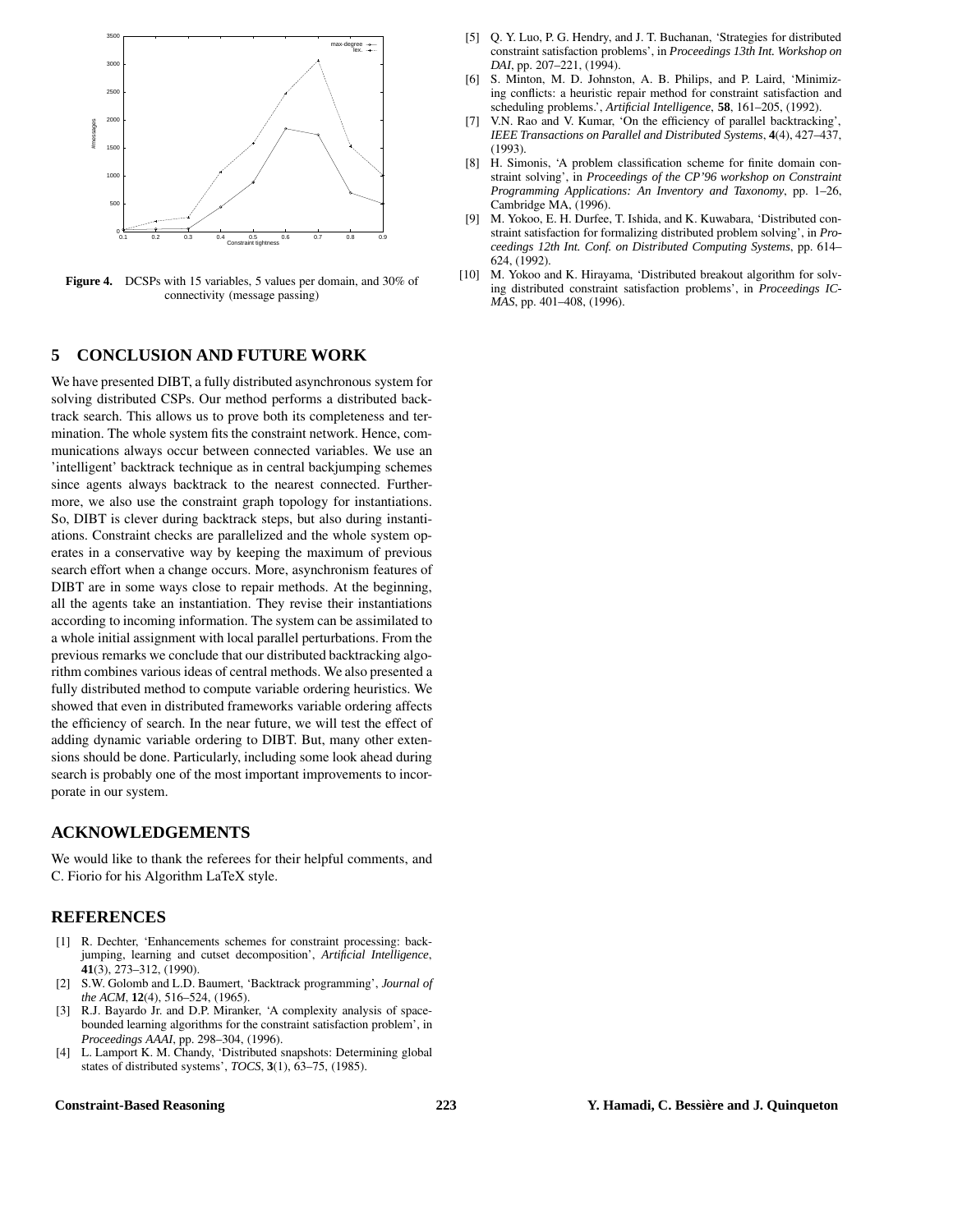3500
3000
2500
2000
1500
1000
500
0
0.1 0.2 0.3 0.4 0.5 0.6 0.7 0.8 0.9
Constraint tightness
#messages
max-degree
lex.

**Figure 4.** DCSPs with 15 variables, 5 values per domain, and 30% of connectivity (message passing)

## 5 CONCLUSION AND FUTURE WORK

We have presented DIBT, a fully distributed asynchronous system for solving distributed CSPs. Our method performs a distributed backtrack search. This allows us to prove both its completeness and termination. The whole system fits the constraint network. Hence, communications always occur between connected variables. We use an 'intelligent' backtrack technique as in central backjumping schemes since agents always backtrack to the nearest connected. Furthermore, we also use the constraint graph topology for instantiations. So, DIBT is clever during backtrack steps, but also during instantiations. Constraint checks are parallelized and the whole system operates in a conservative way by keeping the maximum of previous search effort when a change occurs. More, asynchronism features of DIBT are in some ways close to repair methods. At the beginning, all the agents take an instantiation. They revise their instantiations according to incoming information. The system can be assimilated to a whole initial assignment with local parallel perturbations. From the previous remarks we conclude that our distributed backtracking algorithm combines various ideas of central methods. We also presented a fully distributed method to compute variable ordering heuristics. We showed that even in distributed frameworks variable ordering affects the efficiency of search. In the near future, we will test the effect of adding dynamic variable ordering to DIBT. But, many other extensions should be done. Particularly, including some look ahead during search is probably one of the most important improvements to incorporate in our system.

## ACKNOWLEDGEMENTS

We would like to thank the referees for their helpful comments, and C. Fiorio for his Algorithm LaTeX style.

## REFERENCES

[1] R. Dechter, 'Enhancements schemes for constraint processing: backjumping, learning and cutset decomposition', *Artificial Intelligence*, **41**(3), 273–312, (1990).

[2] S.W. Golomb and L.D. Baumert, 'Backtrack programming', *Journal of the ACM*, **12**(4), 516–524, (1965).

[3] R.J. Bayardo Jr. and D.P. Miranker, 'A complexity analysis of space-bounded learning algorithms for the constraint satisfaction problem', in *Proceedings AAAI*, pp. 298–304, (1996).

[4] L. Lamport K. M. Chandy, 'Distributed snapshots: Determining global states of distributed systems', *TOCS*, **3**(1), 63–75, (1985).

[5] Q. Y. Luo, P. G. Hendry, and J. T. Buchanan, 'Strategies for distributed constraint satisfaction problems', in *Proceedings 13th Int. Workshop on DAI*, pp. 207–221, (1994).

[6] S. Minton, M. D. Johnston, A. B. Philips, and P. Laird, 'Minimizing conflicts: a heuristic repair method for constraint satisfaction and scheduling problems.', *Artificial Intelligence*, **58**, 161–205, (1992).

[7] V.N. Rao and V. Kumar, 'On the efficiency of parallel backtracking', *IEEE Transactions on Parallel and Distributed Systems*, **4**(4), 427–437, (1993).

[8] H. Simonis, 'A problem classification scheme for finite domain constraint solving', in *Proceedings of the CP'96 workshop on Constraint Programming Applications: An Inventory and Taxonomy*, pp. 1–26, Cambridge MA, (1996).

[9] M. Yokoo, E. H. Durfee, T. Ishida, and K. Kuwabara, 'Distributed constraint satisfaction for formalizing distributed problem solving', in *Proceedings 12th Int. Conf. on Distributed Computing Systems*, pp. 614–624, (1992).

[10] M. Yokoo and K. Hirayama, 'Distributed breakout algorithm for solving distributed constraint satisfaction problems', in *Proceedings ICMAS*, pp. 401–408, (1996).